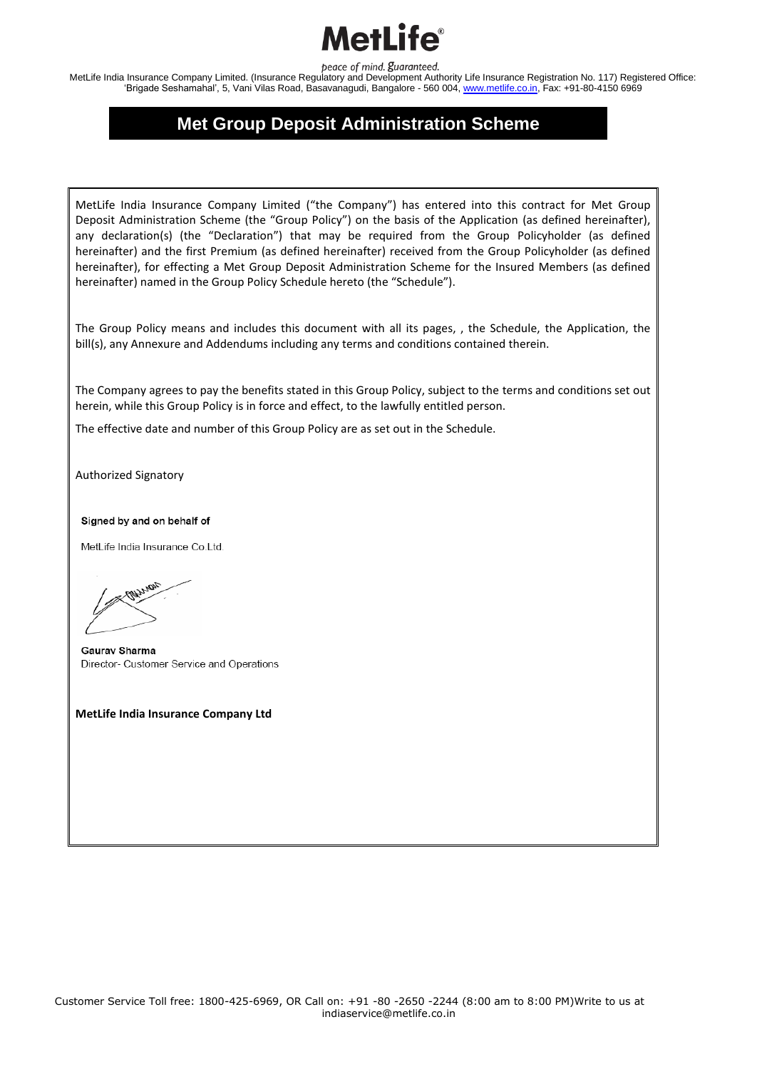# MetLife

*peace of mind. guaranteed.*

MetLife India Insurance Company Limited. (Insurance Regulatory and Development Authority Life Insurance Registration No. 117) Registered Office: 'Brigade Seshamahal', 5, Vani Vilas Road, Basavanagudi, Bangalore - 560 004, www.metlife.co.in, Fax: +91-80-4150 6969

## Met Group Deposit Administration Scheme

MetLife India Insurance Company Limited ("the Company") has entered into this contract for Met Group Deposit Administration Scheme (the "Group Policy") on the basis of the Application (as defined hereinafter), any declaration(s) (the "Declaration") that may be required from the Group Policyholder (as defined hereinafter) and the first Premium (as defined hereinafter) received from the Group Policyholder (as defined hereinafter), for effecting a Met Group Deposit Administration Scheme for the Insured Members (as defined hereinafter) named in the Group Policy Schedule hereto (the "Schedule").

The Group Policy means and includes this document with all its pages, , the Schedule, the Application, the bill(s), any Annexure and Addendums including any terms and conditions contained therein.

The Company agrees to pay the benefits stated in this Group Policy, subject to the terms and conditions set out herein, while this Group Policy is in force and effect, to the lawfully entitled person.

The effective date and number of this Group Policy are as set out in the Schedule.

Authorized Signatory

Signed by and on behalf of

MetLife India Insurance Co.Ltd.

**Gaurav Sharma**
Director- Customer Service and Operations

**MetLife India Insurance Company Ltd**

Customer Service Toll free: 1800-425-6969, OR Call on: +91 -80 -2650 -2244 (8:00 am to 8:00 PM)Write to us at indiaservice@metlife.co.in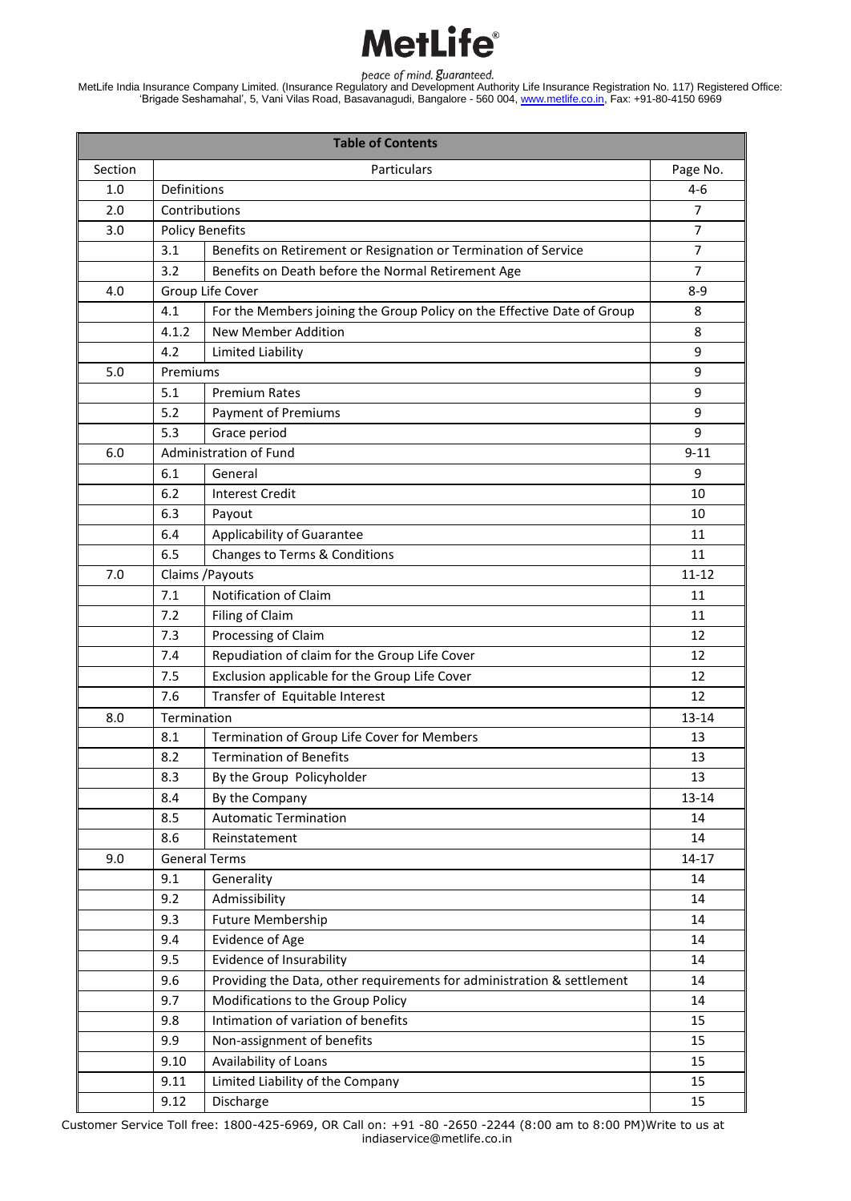**MetLife**

*peace of mind. guaranteed.*

MetLife India Insurance Company Limited. (Insurance Regulatory and Development Authority Life Insurance Registration No. 117) Registered Office: 'Brigade Seshamahal', 5, Vani Vilas Road, Basavanagudi, Bangalore - 560 004, www.metlife.co.in, Fax: +91-80-4150 6969

| Table of Contents | | | |
|---|---|---|---|
| Section | Particulars | | Page No. |
| 1.0 | Definitions | | 4-6 |
| 2.0 | Contributions | | 7 |
| 3.0 | Policy Benefits | | 7 |
| | 3.1 | Benefits on Retirement or Resignation or Termination of Service | 7 |
| | 3.2 | Benefits on Death before the Normal Retirement Age | 7 |
| 4.0 | Group Life Cover | | 8-9 |
| | 4.1 | For the Members joining the Group Policy on the Effective Date of Group | 8 |
| | 4.1.2 | New Member Addition | 8 |
| | 4.2 | Limited Liability | 9 |
| 5.0 | Premiums | | 9 |
| | 5.1 | Premium Rates | 9 |
| | 5.2 | Payment of Premiums | 9 |
| | 5.3 | Grace period | 9 |
| 6.0 | Administration of Fund | | 9-11 |
| | 6.1 | General | 9 |
| | 6.2 | Interest Credit | 10 |
| | 6.3 | Payout | 10 |
| | 6.4 | Applicability of Guarantee | 11 |
| | 6.5 | Changes to Terms & Conditions | 11 |
| 7.0 | Claims /Payouts | | 11-12 |
| | 7.1 | Notification of Claim | 11 |
| | 7.2 | Filing of Claim | 11 |
| | 7.3 | Processing of Claim | 12 |
| | 7.4 | Repudiation of claim for the Group Life Cover | 12 |
| | 7.5 | Exclusion applicable for the Group Life Cover | 12 |
| | 7.6 | Transfer of Equitable Interest | 12 |
| 8.0 | Termination | | 13-14 |
| | 8.1 | Termination of Group Life Cover for Members | 13 |
| | 8.2 | Termination of Benefits | 13 |
| | 8.3 | By the Group Policyholder | 13 |
| | 8.4 | By the Company | 13-14 |
| | 8.5 | Automatic Termination | 14 |
| | 8.6 | Reinstatement | 14 |
| 9.0 | General Terms | | 14-17 |
| | 9.1 | Generality | 14 |
| | 9.2 | Admissibility | 14 |
| | 9.3 | Future Membership | 14 |
| | 9.4 | Evidence of Age | 14 |
| | 9.5 | Evidence of Insurability | 14 |
| | 9.6 | Providing the Data, other requirements for administration & settlement | 14 |
| | 9.7 | Modifications to the Group Policy | 14 |
| | 9.8 | Intimation of variation of benefits | 15 |
| | 9.9 | Non-assignment of benefits | 15 |
| | 9.10 | Availability of Loans | 15 |
| | 9.11 | Limited Liability of the Company | 15 |
| | 9.12 | Discharge | 15 |

Customer Service Toll free: 1800-425-6969, OR Call on: +91 -80 -2650 -2244 (8:00 am to 8:00 PM)Write to us at indiaservice@metlife.co.in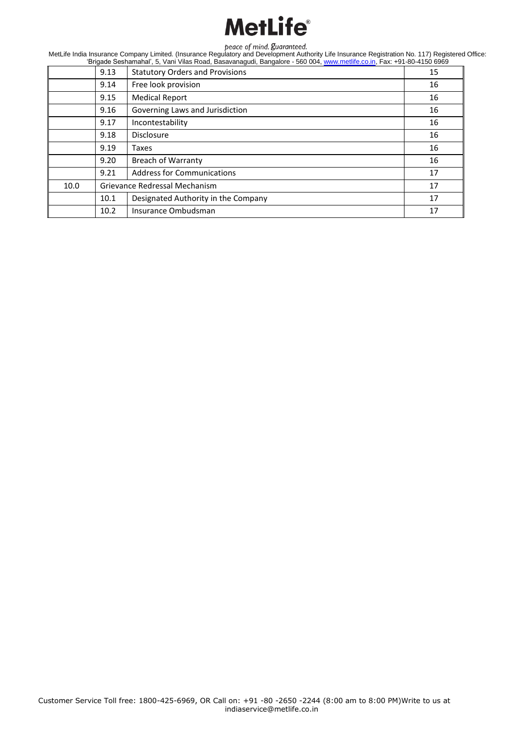| | | | |
|---|---|---|---|
| | 9.13 | Statutory Orders and Provisions | 15 |
| | 9.14 | Free look provision | 16 |
| | 9.15 | Medical Report | 16 |
| | 9.16 | Governing Laws and Jurisdiction | 16 |
| | 9.17 | Incontestability | 16 |
| | 9.18 | Disclosure | 16 |
| | 9.19 | Taxes | 16 |
| | 9.20 | Breach of Warranty | 16 |
| | 9.21 | Address for Communications | 17 |
| 10.0 | Grievance Redressal Mechanism | | 17 |
| | 10.1 | Designated Authority in the Company | 17 |
| | 10.2 | Insurance Ombudsman | 17 |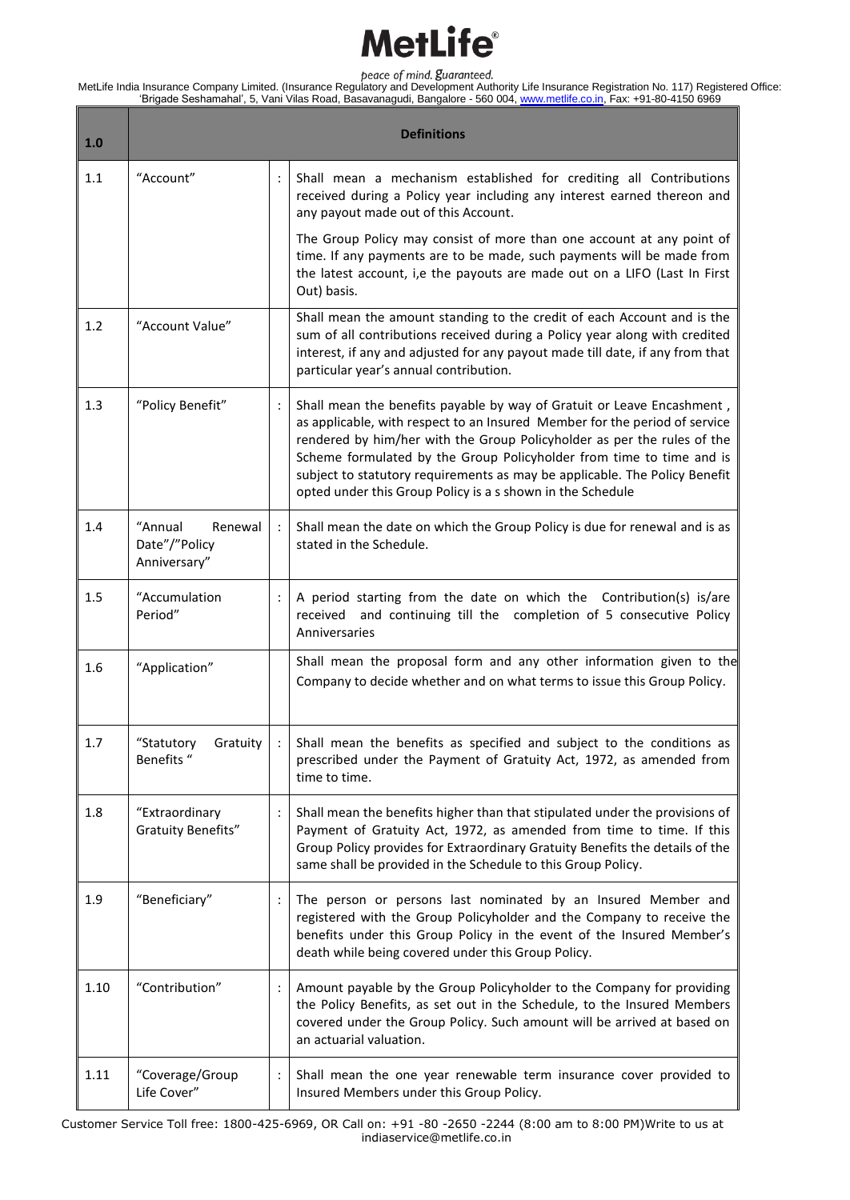| 1.0 | Definitions | | |
|---|---|---|---|
| 1.1 | "Account" | : | Shall mean a mechanism established for crediting all Contributions received during a Policy year including any interest earned thereon and any payout made out of this Account.<br><br>The Group Policy may consist of more than one account at any point of time. If any payments are to be made, such payments will be made from the latest account, i,e the payouts are made out on a LIFO (Last In First Out) basis. |
| 1.2 | "Account Value" | | Shall mean the amount standing to the credit of each Account and is the sum of all contributions received during a Policy year along with credited interest, if any and adjusted for any payout made till date, if any from that particular year's annual contribution. |
| 1.3 | "Policy Benefit" | : | Shall mean the benefits payable by way of Gratuit or Leave Encashment , as applicable, with respect to an Insured Member for the period of service rendered by him/her with the Group Policyholder as per the rules of the Scheme formulated by the Group Policyholder from time to time and is subject to statutory requirements as may be applicable. The Policy Benefit opted under this Group Policy is a s shown in the Schedule |
| 1.4 | "Annual Renewal Date"/"Policy Anniversary" | : | Shall mean the date on which the Group Policy is due for renewal and is as stated in the Schedule. |
| 1.5 | "Accumulation Period" | : | A period starting from the date on which the Contribution(s) is/are received and continuing till the completion of 5 consecutive Policy Anniversaries |
| 1.6 | "Application" | | Shall mean the proposal form and any other information given to the Company to decide whether and on what terms to issue this Group Policy. |
| 1.7 | "Statutory Gratuity Benefits " | : | Shall mean the benefits as specified and subject to the conditions as prescribed under the Payment of Gratuity Act, 1972, as amended from time to time. |
| 1.8 | "Extraordinary Gratuity Benefits" | : | Shall mean the benefits higher than that stipulated under the provisions of Payment of Gratuity Act, 1972, as amended from time to time. If this Group Policy provides for Extraordinary Gratuity Benefits the details of the same shall be provided in the Schedule to this Group Policy. |
| 1.9 | "Beneficiary" | : | The person or persons last nominated by an Insured Member and registered with the Group Policyholder and the Company to receive the benefits under this Group Policy in the event of the Insured Member's death while being covered under this Group Policy. |
| 1.10 | "Contribution" | : | Amount payable by the Group Policyholder to the Company for providing the Policy Benefits, as set out in the Schedule, to the Insured Members covered under the Group Policy. Such amount will be arrived at based on an actuarial valuation. |
| 1.11 | "Coverage/Group Life Cover" | : | Shall mean the one year renewable term insurance cover provided to Insured Members under this Group Policy. |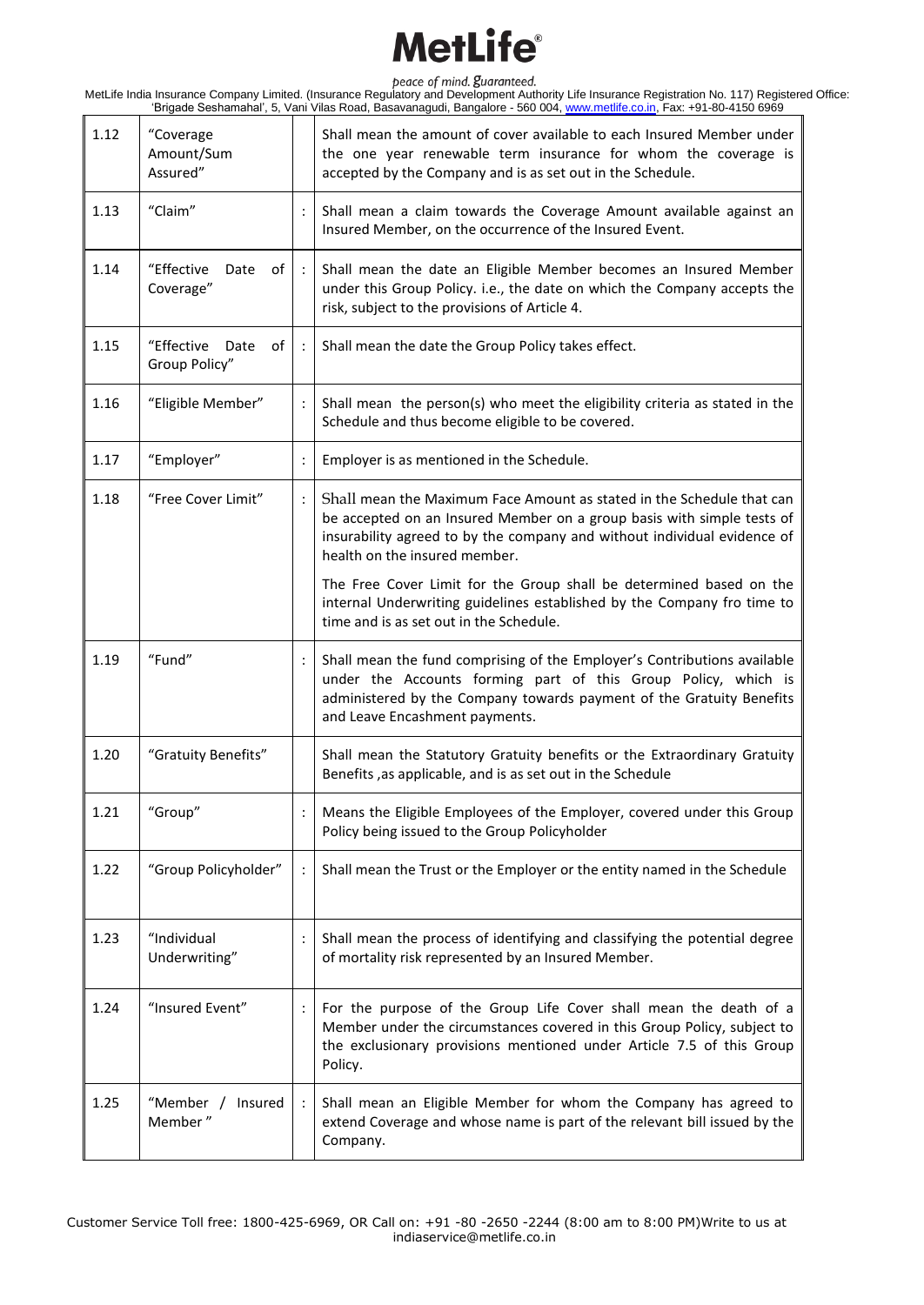| 1.12 | "Coverage Amount/Sum Assured" | | Shall mean the amount of cover available to each Insured Member under the one year renewable term insurance for whom the coverage is accepted by the Company and is as set out in the Schedule. |
|---|---|---|---|
| 1.13 | "Claim" | : | Shall mean a claim towards the Coverage Amount available against an Insured Member, on the occurrence of the Insured Event. |
| 1.14 | "Effective Date of Coverage" | : | Shall mean the date an Eligible Member becomes an Insured Member under this Group Policy. i.e., the date on which the Company accepts the risk, subject to the provisions of Article 4. |
| 1.15 | "Effective Date of Group Policy" | : | Shall mean the date the Group Policy takes effect. |
| 1.16 | "Eligible Member" | : | Shall mean the person(s) who meet the eligibility criteria as stated in the Schedule and thus become eligible to be covered. |
| 1.17 | "Employer" | : | Employer is as mentioned in the Schedule. |
| 1.18 | "Free Cover Limit" | : | Shall mean the Maximum Face Amount as stated in the Schedule that can be accepted on an Insured Member on a group basis with simple tests of insurability agreed to by the company and without individual evidence of health on the insured member.<br><br>The Free Cover Limit for the Group shall be determined based on the internal Underwriting guidelines established by the Company fro time to time and is as set out in the Schedule. |
| 1.19 | "Fund" | : | Shall mean the fund comprising of the Employer's Contributions available under the Accounts forming part of this Group Policy, which is administered by the Company towards payment of the Gratuity Benefits and Leave Encashment payments. |
| 1.20 | "Gratuity Benefits" | | Shall mean the Statutory Gratuity benefits or the Extraordinary Gratuity Benefits ,as applicable, and is as set out in the Schedule |
| 1.21 | "Group" | : | Means the Eligible Employees of the Employer, covered under this Group Policy being issued to the Group Policyholder |
| 1.22 | "Group Policyholder" | : | Shall mean the Trust or the Employer or the entity named in the Schedule |
| 1.23 | "Individual Underwriting" | : | Shall mean the process of identifying and classifying the potential degree of mortality risk represented by an Insured Member. |
| 1.24 | "Insured Event" | : | For the purpose of the Group Life Cover shall mean the death of a Member under the circumstances covered in this Group Policy, subject to the exclusionary provisions mentioned under Article 7.5 of this Group Policy. |
| 1.25 | "Member / Insured Member" | : | Shall mean an Eligible Member for whom the Company has agreed to extend Coverage and whose name is part of the relevant bill issued by the Company. |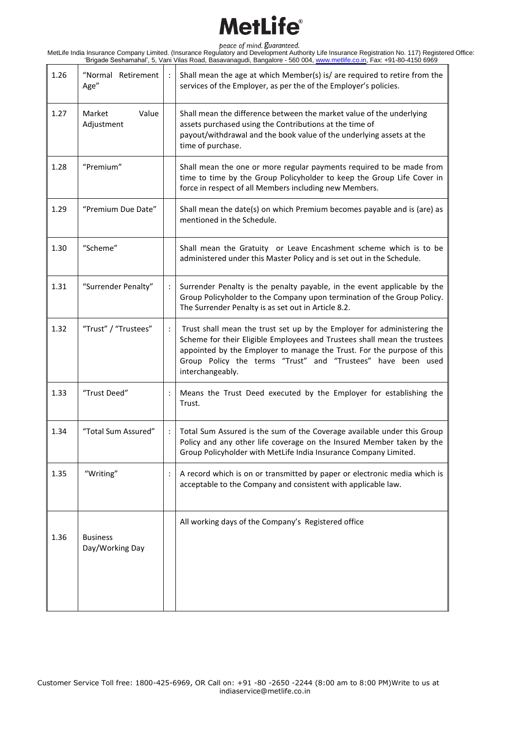| 1.26 | "Normal Retirement Age" | : | Shall mean the age at which Member(s) is/ are required to retire from the services of the Employer, as per the of the Employer's policies. |
|---|---|---|---|
| 1.27 | Market Value Adjustment | | Shall mean the difference between the market value of the underlying assets purchased using the Contributions at the time of payout/withdrawal and the book value of the underlying assets at the time of purchase. |
| 1.28 | "Premium" | | Shall mean the one or more regular payments required to be made from time to time by the Group Policyholder to keep the Group Life Cover in force in respect of all Members including new Members. |
| 1.29 | "Premium Due Date" | | Shall mean the date(s) on which Premium becomes payable and is (are) as mentioned in the Schedule. |
| 1.30 | "Scheme" | | Shall mean the Gratuity or Leave Encashment scheme which is to be administered under this Master Policy and is set out in the Schedule. |
| 1.31 | "Surrender Penalty" | : | Surrender Penalty is the penalty payable, in the event applicable by the Group Policyholder to the Company upon termination of the Group Policy. The Surrender Penalty is as set out in Article 8.2. |
| 1.32 | "Trust" / "Trustees" | : | Trust shall mean the trust set up by the Employer for administering the Scheme for their Eligible Employees and Trustees shall mean the trustees appointed by the Employer to manage the Trust. For the purpose of this Group Policy the terms "Trust" and "Trustees" have been used interchangeably. |
| 1.33 | "Trust Deed" | : | Means the Trust Deed executed by the Employer for establishing the Trust. |
| 1.34 | "Total Sum Assured" | : | Total Sum Assured is the sum of the Coverage available under this Group Policy and any other life coverage on the Insured Member taken by the Group Policyholder with MetLife India Insurance Company Limited. |
| 1.35 | "Writing" | : | A record which is on or transmitted by paper or electronic media which is acceptable to the Company and consistent with applicable law. |
| 1.36 | Business Day/Working Day | | All working days of the Company's Registered office |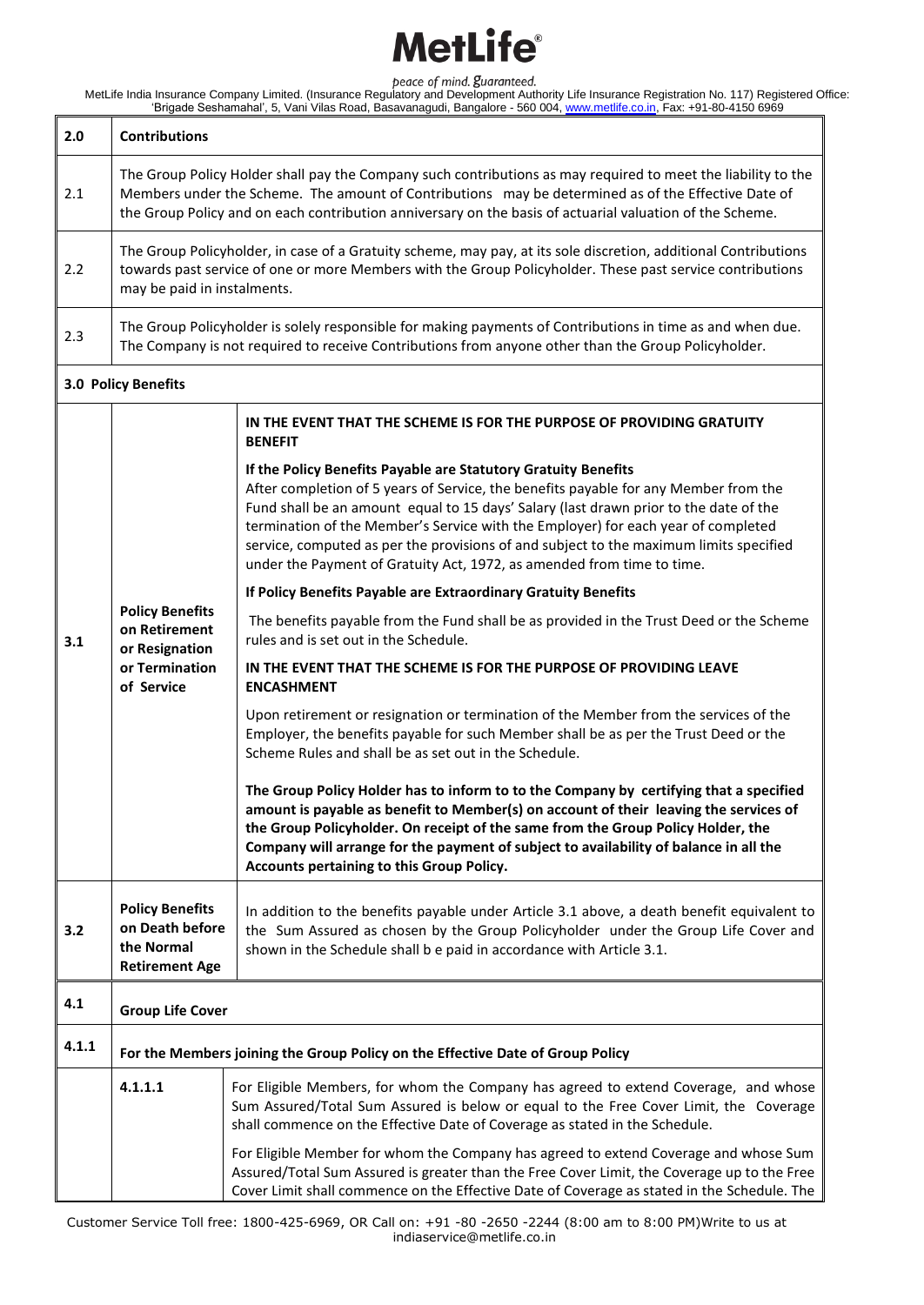| 2.0 | **Contributions** | |
|---|---|---|
| 2.1 | The Group Policy Holder shall pay the Company such contributions as may required to meet the liability to the Members under the Scheme. The amount of Contributions may be determined as of the Effective Date of the Group Policy and on each contribution anniversary on the basis of actuarial valuation of the Scheme. | |
| 2.2 | The Group Policyholder, in case of a Gratuity scheme, may pay, at its sole discretion, additional Contributions towards past service of one or more Members with the Group Policyholder. These past service contributions may be paid in instalments. | |
| 2.3 | The Group Policyholder is solely responsible for making payments of Contributions in time as and when due. The Company is not required to receive Contributions from anyone other than the Group Policyholder. | |
| **3.0 Policy Benefits** | | |
| 3.1 | **Policy Benefits on Retirement or Resignation or Termination of Service** | **IN THE EVENT THAT THE SCHEME IS FOR THE PURPOSE OF PROVIDING GRATUITY BENEFIT**<br><br>**If the Policy Benefits Payable are Statutory Gratuity Benefits**<br>After completion of 5 years of Service, the benefits payable for any Member from the Fund shall be an amount equal to 15 days' Salary (last drawn prior to the date of the termination of the Member's Service with the Employer) for each year of completed service, computed as per the provisions of and subject to the maximum limits specified under the Payment of Gratuity Act, 1972, as amended from time to time.<br><br>**If Policy Benefits Payable are Extraordinary Gratuity Benefits**<br><br>The benefits payable from the Fund shall be as provided in the Trust Deed or the Scheme rules and is set out in the Schedule.<br><br>**IN THE EVENT THAT THE SCHEME IS FOR THE PURPOSE OF PROVIDING LEAVE ENCASHMENT**<br><br>Upon retirement or resignation or termination of the Member from the services of the Employer, the benefits payable for such Member shall be as per the Trust Deed or the Scheme Rules and shall be as set out in the Schedule.<br><br>**The Group Policy Holder has to inform to to the Company by certifying that a specified amount is payable as benefit to Member(s) on account of their leaving the services of the Group Policyholder. On receipt of the same from the Group Policy Holder, the Company will arrange for the payment of subject to availability of balance in all the Accounts pertaining to this Group Policy.** |
| 3.2 | **Policy Benefits on Death before the Normal Retirement Age** | In addition to the benefits payable under Article 3.1 above, a death benefit equivalent to the Sum Assured as chosen by the Group Policyholder under the Group Life Cover and shown in the Schedule shall b e paid in accordance with Article 3.1. |
| 4.1 | **Group Life Cover** | |
| 4.1.1 | **For the Members joining the Group Policy on the Effective Date of Group Policy** | |
| | 4.1.1.1 | For Eligible Members, for whom the Company has agreed to extend Coverage, and whose Sum Assured/Total Sum Assured is below or equal to the Free Cover Limit, the Coverage shall commence on the Effective Date of Coverage as stated in the Schedule.<br><br>For Eligible Member for whom the Company has agreed to extend Coverage and whose Sum Assured/Total Sum Assured is greater than the Free Cover Limit, the Coverage up to the Free Cover Limit shall commence on the Effective Date of Coverage as stated in the Schedule. The |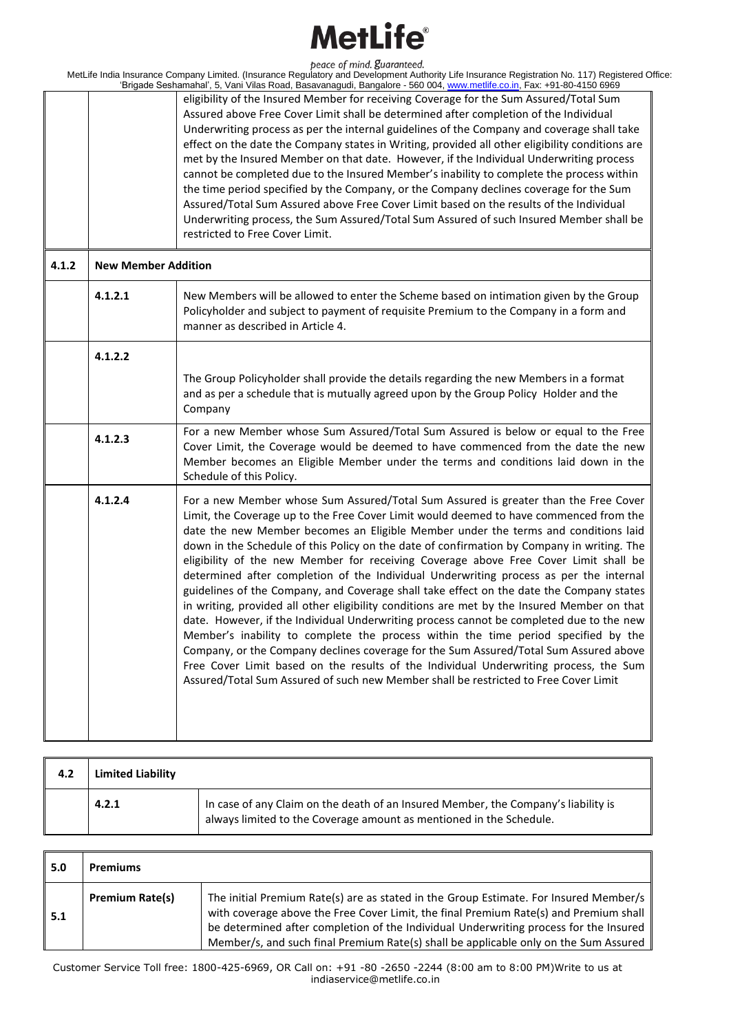| | | |
|---|---|---|
| | | eligibility of the Insured Member for receiving Coverage for the Sum Assured/Total Sum Assured above Free Cover Limit shall be determined after completion of the Individual Underwriting process as per the internal guidelines of the Company and coverage shall take effect on the date the Company states in Writing, provided all other eligibility conditions are met by the Insured Member on that date. However, if the Individual Underwriting process cannot be completed due to the Insured Member's inability to complete the process within the time period specified by the Company, or the Company declines coverage for the Sum Assured/Total Sum Assured above Free Cover Limit based on the results of the Individual Underwriting process, the Sum Assured/Total Sum Assured of such Insured Member shall be restricted to Free Cover Limit. |
| **4.1.2** | **New Member Addition** | |
| | **4.1.2.1** | New Members will be allowed to enter the Scheme based on intimation given by the Group Policyholder and subject to payment of requisite Premium to the Company in a form and manner as described in Article 4. |
| | **4.1.2.2** | The Group Policyholder shall provide the details regarding the new Members in a format and as per a schedule that is mutually agreed upon by the Group Policy Holder and the Company |
| | **4.1.2.3** | For a new Member whose Sum Assured/Total Sum Assured is below or equal to the Free Cover Limit, the Coverage would be deemed to have commenced from the date the new Member becomes an Eligible Member under the terms and conditions laid down in the Schedule of this Policy. |
| | **4.1.2.4** | For a new Member whose Sum Assured/Total Sum Assured is greater than the Free Cover Limit, the Coverage up to the Free Cover Limit would deemed to have commenced from the date the new Member becomes an Eligible Member under the terms and conditions laid down in the Schedule of this Policy on the date of confirmation by Company in writing. The eligibility of the new Member for receiving Coverage above Free Cover Limit shall be determined after completion of the Individual Underwriting process as per the internal guidelines of the Company, and Coverage shall take effect on the date the Company states in writing, provided all other eligibility conditions are met by the Insured Member on that date. However, if the Individual Underwriting process cannot be completed due to the new Member's inability to complete the process within the time period specified by the Company, or the Company declines coverage for the Sum Assured/Total Sum Assured above Free Cover Limit based on the results of the Individual Underwriting process, the Sum Assured/Total Sum Assured of such new Member shall be restricted to Free Cover Limit |

| | | |
|---|---|---|
| **4.2** | **Limited Liability** | |
| | **4.2.1** | In case of any Claim on the death of an Insured Member, the Company's liability is always limited to the Coverage amount as mentioned in the Schedule. |

| | | |
|---|---|---|
| **5.0** | **Premiums** | |
| **5.1** | **Premium Rate(s)** | The initial Premium Rate(s) are as stated in the Group Estimate. For Insured Member/s with coverage above the Free Cover Limit, the final Premium Rate(s) and Premium shall be determined after completion of the Individual Underwriting process for the Insured Member/s, and such final Premium Rate(s) shall be applicable only on the Sum Assured |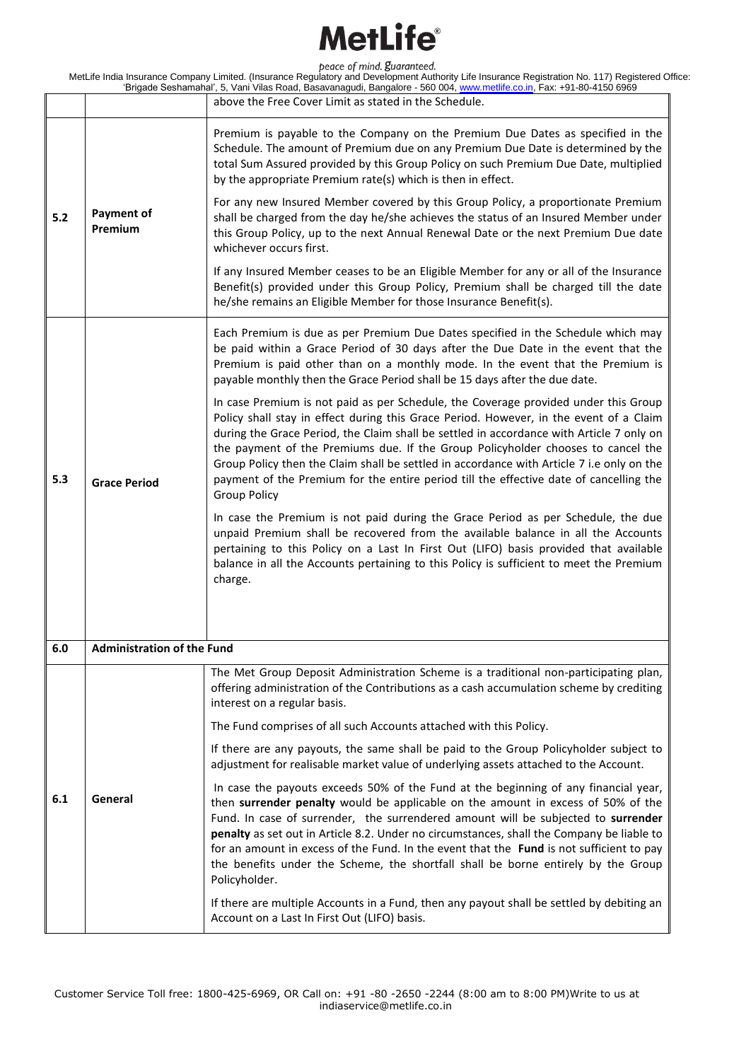| | | |
|---|---|---|
| | | above the Free Cover Limit as stated in the Schedule. |
| 5.2 | **Payment of Premium** | Premium is payable to the Company on the Premium Due Dates as specified in the Schedule. The amount of Premium due on any Premium Due Date is determined by the total Sum Assured provided by this Group Policy on such Premium Due Date, multiplied by the appropriate Premium rate(s) which is then in effect.<br><br>For any new Insured Member covered by this Group Policy, a proportionate Premium shall be charged from the day he/she achieves the status of an Insured Member under this Group Policy, up to the next Annual Renewal Date or the next Premium Due date whichever occurs first.<br><br>If any Insured Member ceases to be an Eligible Member for any or all of the Insurance Benefit(s) provided under this Group Policy, Premium shall be charged till the date he/she remains an Eligible Member for those Insurance Benefit(s). |
| 5.3 | **Grace Period** | Each Premium is due as per Premium Due Dates specified in the Schedule which may be paid within a Grace Period of 30 days after the Due Date in the event that the Premium is paid other than on a monthly mode. In the event that the Premium is payable monthly then the Grace Period shall be 15 days after the due date.<br><br>In case Premium is not paid as per Schedule, the Coverage provided under this Group Policy shall stay in effect during this Grace Period. However, in the event of a Claim during the Grace Period, the Claim shall be settled in accordance with Article 7 only on the payment of the Premiums due. If the Group Policyholder chooses to cancel the Group Policy then the Claim shall be settled in accordance with Article 7 i.e only on the payment of the Premium for the entire period till the effective date of cancelling the Group Policy<br><br>In case the Premium is not paid during the Grace Period as per Schedule, the due unpaid Premium shall be recovered from the available balance in all the Accounts pertaining to this Policy on a Last In First Out (LIFO) basis provided that available balance in all the Accounts pertaining to this Policy is sufficient to meet the Premium charge. |
| **6.0** | **Administration of the Fund** | |
| 6.1 | **General** | The Met Group Deposit Administration Scheme is a traditional non-participating plan, offering administration of the Contributions as a cash accumulation scheme by crediting interest on a regular basis.<br><br>The Fund comprises of all such Accounts attached with this Policy.<br><br>If there are any payouts, the same shall be paid to the Group Policyholder subject to adjustment for realisable market value of underlying assets attached to the Account.<br><br>In case the payouts exceeds 50% of the Fund at the beginning of any financial year, then **surrender penalty** would be applicable on the amount in excess of 50% of the Fund. In case of surrender, the surrendered amount will be subjected to **surrender penalty** as set out in Article 8.2. Under no circumstances, shall the Company be liable to for an amount in excess of the Fund. In the event that the **Fund** is not sufficient to pay the benefits under the Scheme, the shortfall shall be borne entirely by the Group Policyholder.<br><br>If there are multiple Accounts in a Fund, then any payout shall be settled by debiting an Account on a Last In First Out (LIFO) basis. |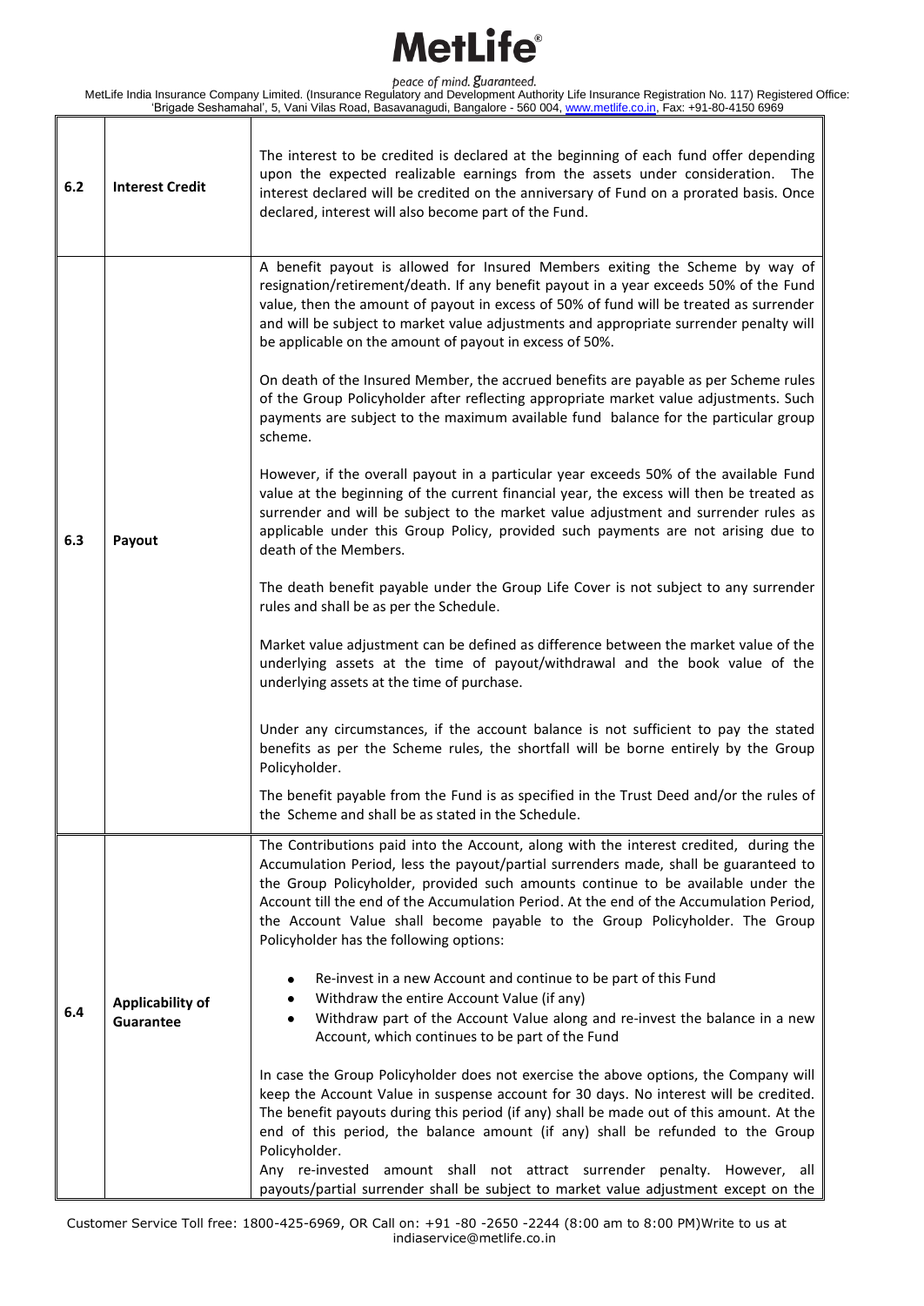| 6.2 | Interest Credit | The interest to be credited is declared at the beginning of each fund offer depending upon the expected realizable earnings from the assets under consideration. The interest declared will be credited on the anniversary of Fund on a prorated basis. Once declared, interest will also become part of the Fund. |
|---|---|---|
| 6.3 | Payout | A benefit payout is allowed for Insured Members exiting the Scheme by way of resignation/retirement/death. If any benefit payout in a year exceeds 50% of the Fund value, then the amount of payout in excess of 50% of fund will be treated as surrender and will be subject to market value adjustments and appropriate surrender penalty will be applicable on the amount of payout in excess of 50%.<br><br>On death of the Insured Member, the accrued benefits are payable as per Scheme rules of the Group Policyholder after reflecting appropriate market value adjustments. Such payments are subject to the maximum available fund balance for the particular group scheme.<br><br>However, if the overall payout in a particular year exceeds 50% of the available Fund value at the beginning of the current financial year, the excess will then be treated as surrender and will be subject to the market value adjustment and surrender rules as applicable under this Group Policy, provided such payments are not arising due to death of the Members.<br><br>The death benefit payable under the Group Life Cover is not subject to any surrender rules and shall be as per the Schedule.<br><br>Market value adjustment can be defined as difference between the market value of the underlying assets at the time of payout/withdrawal and the book value of the underlying assets at the time of purchase.<br><br>Under any circumstances, if the account balance is not sufficient to pay the stated benefits as per the Scheme rules, the shortfall will be borne entirely by the Group Policyholder.<br><br>The benefit payable from the Fund is as specified in the Trust Deed and/or the rules of the Scheme and shall be as stated in the Schedule. |
| 6.4 | Applicability of Guarantee | The Contributions paid into the Account, along with the interest credited, during the Accumulation Period, less the payout/partial surrenders made, shall be guaranteed to the Group Policyholder, provided such amounts continue to be available under the Account till the end of the Accumulation Period. At the end of the Accumulation Period, the Account Value shall become payable to the Group Policyholder. The Group Policyholder has the following options:<br><br>• Re-invest in a new Account and continue to be part of this Fund<br>• Withdraw the entire Account Value (if any)<br>• Withdraw part of the Account Value along and re-invest the balance in a new Account, which continues to be part of the Fund<br><br>In case the Group Policyholder does not exercise the above options, the Company will keep the Account Value in suspense account for 30 days. No interest will be credited. The benefit payouts during this period (if any) shall be made out of this amount. At the end of this period, the balance amount (if any) shall be refunded to the Group Policyholder.<br>Any re-invested amount shall not attract surrender penalty. However, all payouts/partial surrender shall be subject to market value adjustment except on the |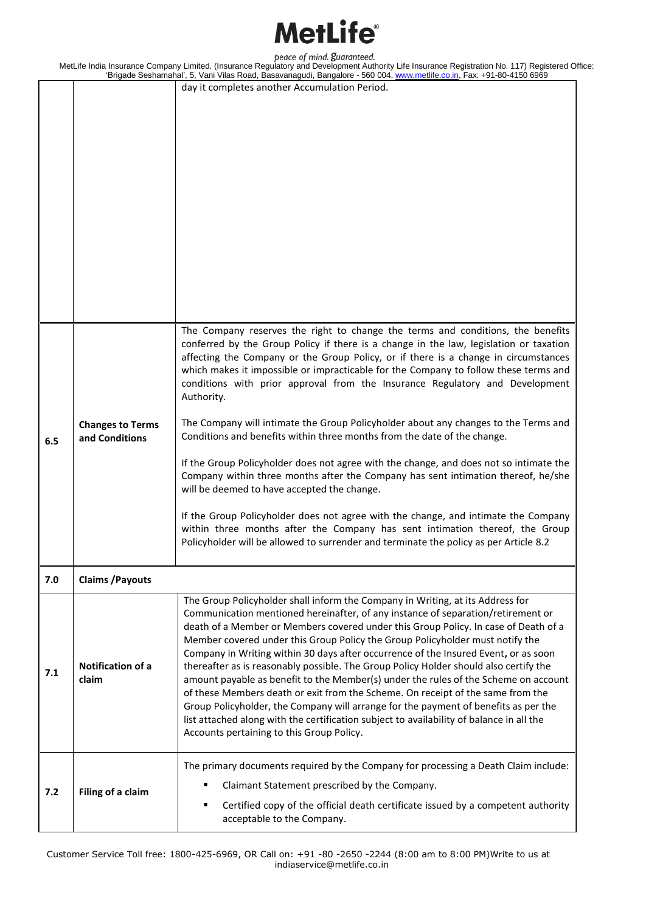| | | day it completes another Accumulation Period. |
|---|---|---|
| 6.5 | **Changes to Terms and Conditions** | The Company reserves the right to change the terms and conditions, the benefits conferred by the Group Policy if there is a change in the law, legislation or taxation affecting the Company or the Group Policy, or if there is a change in circumstances which makes it impossible or impracticable for the Company to follow these terms and conditions with prior approval from the Insurance Regulatory and Development Authority.<br><br>The Company will intimate the Group Policyholder about any changes to the Terms and Conditions and benefits within three months from the date of the change.<br><br>If the Group Policyholder does not agree with the change, and does not so intimate the Company within three months after the Company has sent intimation thereof, he/she will be deemed to have accepted the change.<br><br>If the Group Policyholder does not agree with the change, and intimate the Company within three months after the Company has sent intimation thereof, the Group Policyholder will be allowed to surrender and terminate the policy as per Article 8.2 |
| **7.0** | **Claims /Payouts** | |
| 7.1 | **Notification of a claim** | The Group Policyholder shall inform the Company in Writing, at its Address for Communication mentioned hereinafter, of any instance of separation/retirement or death of a Member or Members covered under this Group Policy. In case of Death of a Member covered under this Group Policy the Group Policyholder must notify the Company in Writing within 30 days after occurrence of the Insured Event**,** or as soon thereafter as is reasonably possible. The Group Policy Holder should also certify the amount payable as benefit to the Member(s) under the rules of the Scheme on account of these Members death or exit from the Scheme. On receipt of the same from the Group Policyholder, the Company will arrange for the payment of benefits as per the list attached along with the certification subject to availability of balance in all the Accounts pertaining to this Group Policy. |
| 7.2 | **Filing of a claim** | The primary documents required by the Company for processing a Death Claim include:<br><br>▪ Claimant Statement prescribed by the Company.<br><br>▪ Certified copy of the official death certificate issued by a competent authority acceptable to the Company. |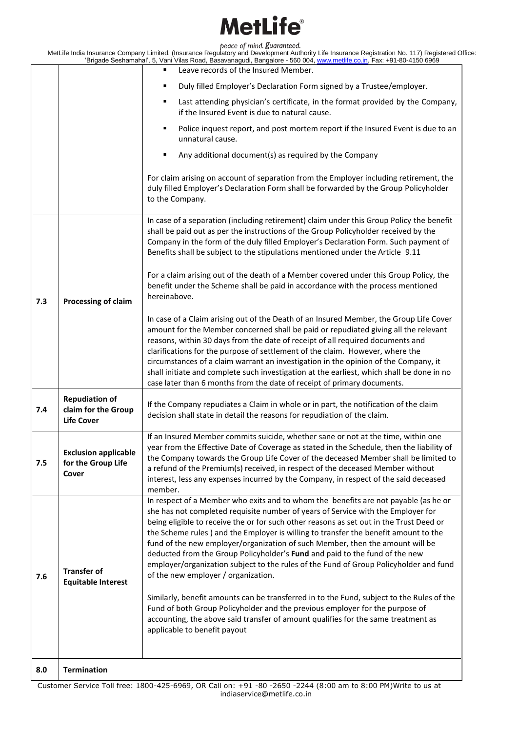| | | |
|---|---|---|
| | | ▪ Leave records of the Insured Member.<br>▪ Duly filled Employer's Declaration Form signed by a Trustee/employer.<br>▪ Last attending physician's certificate, in the format provided by the Company, if the Insured Event is due to natural cause.<br>▪ Police inquest report, and post mortem report if the Insured Event is due to an unnatural cause.<br>▪ Any additional document(s) as required by the Company<br><br>For claim arising on account of separation from the Employer including retirement, the duly filled Employer's Declaration Form shall be forwarded by the Group Policyholder to the Company. |
| 7.3 | **Processing of claim** | In case of a separation (including retirement) claim under this Group Policy the benefit shall be paid out as per the instructions of the Group Policyholder received by the Company in the form of the duly filled Employer's Declaration Form. Such payment of Benefits shall be subject to the stipulations mentioned under the Article 9.11<br><br>For a claim arising out of the death of a Member covered under this Group Policy, the benefit under the Scheme shall be paid in accordance with the process mentioned hereinabove.<br><br>In case of a Claim arising out of the Death of an Insured Member, the Group Life Cover amount for the Member concerned shall be paid or repudiated giving all the relevant reasons, within 30 days from the date of receipt of all required documents and clarifications for the purpose of settlement of the claim. However, where the circumstances of a claim warrant an investigation in the opinion of the Company, it shall initiate and complete such investigation at the earliest, which shall be done in no case later than 6 months from the date of receipt of primary documents. |
| 7.4 | **Repudiation of claim for the Group Life Cover** | If the Company repudiates a Claim in whole or in part, the notification of the claim decision shall state in detail the reasons for repudiation of the claim. |
| 7.5 | **Exclusion applicable for the Group Life Cover** | If an Insured Member commits suicide, whether sane or not at the time, within one year from the Effective Date of Coverage as stated in the Schedule, then the liability of the Company towards the Group Life Cover of the deceased Member shall be limited to a refund of the Premium(s) received, in respect of the deceased Member without interest, less any expenses incurred by the Company, in respect of the said deceased member. |
| 7.6 | **Transfer of Equitable Interest** | In respect of a Member who exits and to whom the benefits are not payable (as he or she has not completed requisite number of years of Service with the Employer for being eligible to receive the or for such other reasons as set out in the Trust Deed or the Scheme rules ) and the Employer is willing to transfer the benefit amount to the fund of the new employer/organization of such Member, then the amount will be deducted from the Group Policyholder's **Fund** and paid to the fund of the new employer/organization subject to the rules of the Fund of Group Policyholder and fund of the new employer / organization.<br><br>Similarly, benefit amounts can be transferred in to the Fund, subject to the Rules of the Fund of both Group Policyholder and the previous employer for the purpose of accounting, the above said transfer of amount qualifies for the same treatment as applicable to benefit payout |
| 8.0 | **Termination** | |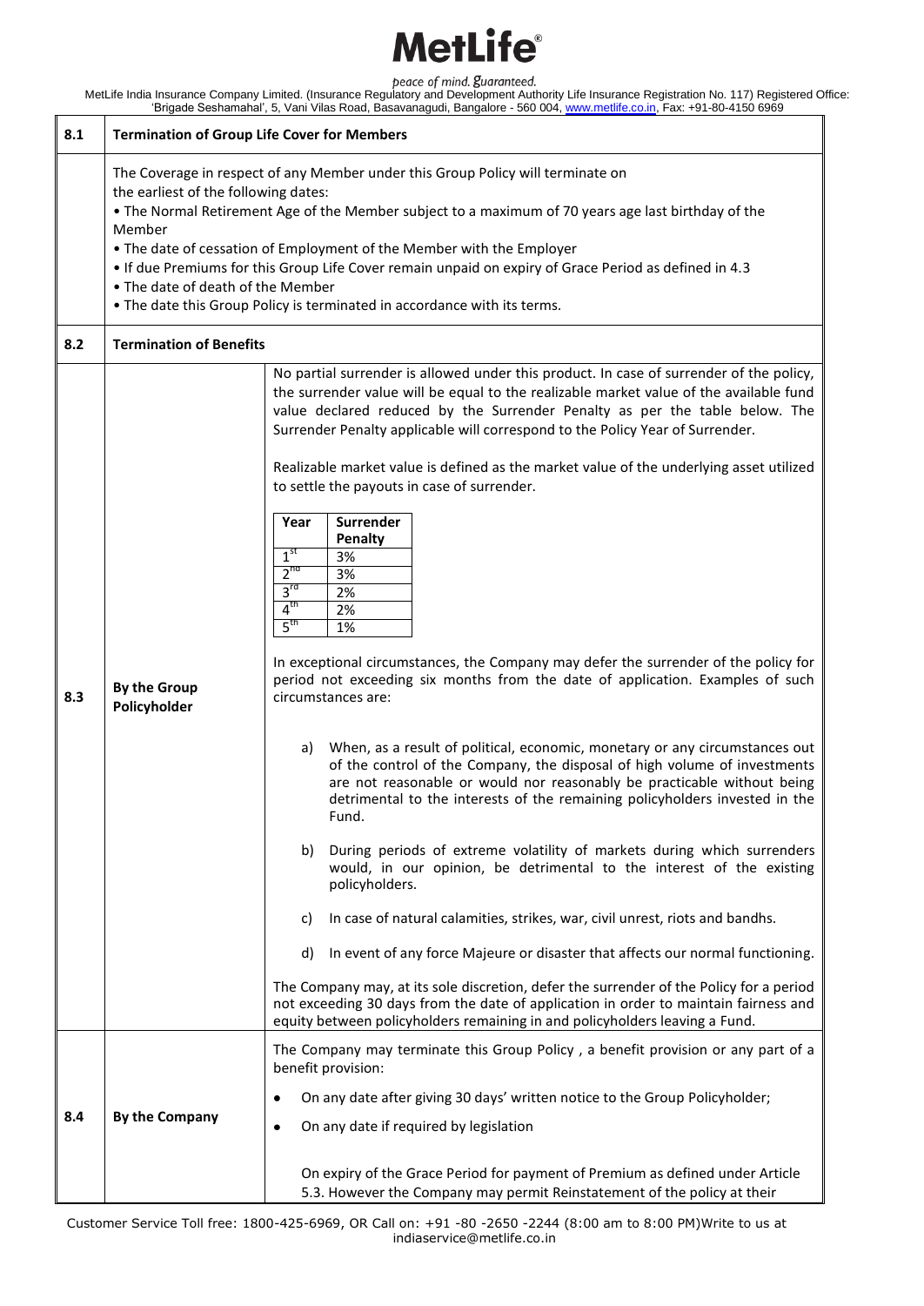| 8.1 | Termination of Group Life Cover for Members | |
|---|---|---|
| | The Coverage in respect of any Member under this Group Policy will terminate on the earliest of the following dates:<br>• The Normal Retirement Age of the Member subject to a maximum of 70 years age last birthday of the Member<br>• The date of cessation of Employment of the Member with the Employer<br>• If due Premiums for this Group Life Cover remain unpaid on expiry of Grace Period as defined in 4.3<br>• The date of death of the Member<br>• The date this Group Policy is terminated in accordance with its terms. | |
| **8.2** | **Termination of Benefits** | |
| **8.3** | **By the Group Policyholder** | No partial surrender is allowed under this product. In case of surrender of the policy, the surrender value will be equal to the realizable market value of the available fund value declared reduced by the Surrender Penalty as per the table below. The Surrender Penalty applicable will correspond to the Policy Year of Surrender.<br><br>Realizable market value is defined as the market value of the underlying asset utilized to settle the payouts in case of surrender.<br><br>**Year** – **Surrender Penalty**<br>1st – 3%<br>2nd – 3%<br>3rd – 2%<br>4th – 2%<br>5th – 1%<br><br>In exceptional circumstances, the Company may defer the surrender of the policy for period not exceeding six months from the date of application. Examples of such circumstances are:<br><br>a) When, as a result of political, economic, monetary or any circumstances out of the control of the Company, the disposal of high volume of investments are not reasonable or would nor reasonably be practicable without being detrimental to the interests of the remaining policyholders invested in the Fund.<br><br>b) During periods of extreme volatility of markets during which surrenders would, in our opinion, be detrimental to the interest of the existing policyholders.<br><br>c) In case of natural calamities, strikes, war, civil unrest, riots and bandhs.<br><br>d) In event of any force Majeure or disaster that affects our normal functioning.<br><br>The Company may, at its sole discretion, defer the surrender of the Policy for a period not exceeding 30 days from the date of application in order to maintain fairness and equity between policyholders remaining in and policyholders leaving a Fund. |
| **8.4** | **By the Company** | The Company may terminate this Group Policy , a benefit provision or any part of a benefit provision:<br><br>• On any date after giving 30 days' written notice to the Group Policyholder;<br>• On any date if required by legislation<br><br>On expiry of the Grace Period for payment of Premium as defined under Article 5.3. However the Company may permit Reinstatement of the policy at their |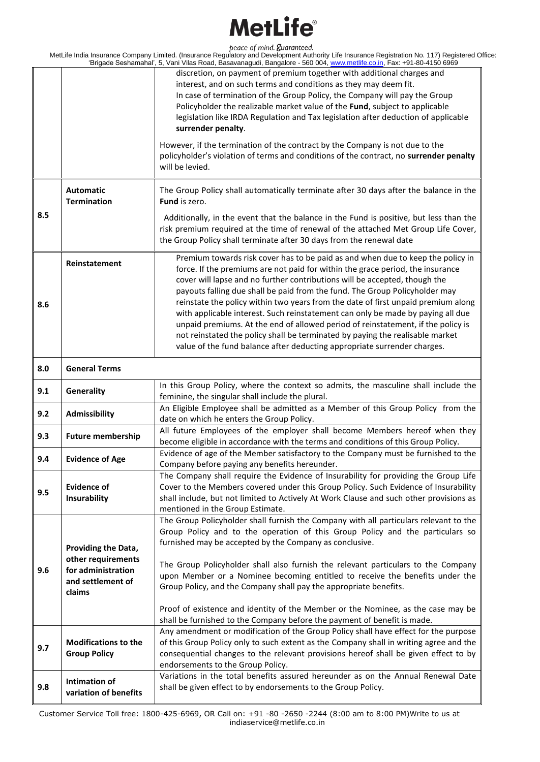| | | |
|---|---|---|
| | | discretion, on payment of premium together with additional charges and interest, and on such terms and conditions as they may deem fit.<br>In case of termination of the Group Policy, the Company will pay the Group Policyholder the realizable market value of the **Fund**, subject to applicable legislation like IRDA Regulation and Tax legislation after deduction of applicable **surrender penalty**.<br><br>However, if the termination of the contract by the Company is not due to the policyholder's violation of terms and conditions of the contract, no **surrender penalty** will be levied. |
| 8.5 | **Automatic Termination** | The Group Policy shall automatically terminate after 30 days after the balance in the **Fund** is zero.<br><br>Additionally, in the event that the balance in the Fund is positive, but less than the risk premium required at the time of renewal of the attached Met Group Life Cover, the Group Policy shall terminate after 30 days from the renewal date |
| 8.6 | **Reinstatement** | Premium towards risk cover has to be paid as and when due to keep the policy in force. If the premiums are not paid for within the grace period, the insurance cover will lapse and no further contributions will be accepted, though the payouts falling due shall be paid from the fund. The Group Policyholder may reinstate the policy within two years from the date of first unpaid premium along with applicable interest. Such reinstatement can only be made by paying all due unpaid premiums. At the end of allowed period of reinstatement, if the policy is not reinstated the policy shall be terminated by paying the realisable market value of the fund balance after deducting appropriate surrender charges. |
| 8.0 | **General Terms** | |
| 9.1 | **Generality** | In this Group Policy, where the context so admits, the masculine shall include the feminine, the singular shall include the plural. |
| 9.2 | **Admissibility** | An Eligible Employee shall be admitted as a Member of this Group Policy from the date on which he enters the Group Policy. |
| 9.3 | **Future membership** | All future Employees of the employer shall become Members hereof when they become eligible in accordance with the terms and conditions of this Group Policy. |
| 9.4 | **Evidence of Age** | Evidence of age of the Member satisfactory to the Company must be furnished to the Company before paying any benefits hereunder. |
| 9.5 | **Evidence of Insurability** | The Company shall require the Evidence of Insurability for providing the Group Life Cover to the Members covered under this Group Policy. Such Evidence of Insurability shall include, but not limited to Actively At Work Clause and such other provisions as mentioned in the Group Estimate. |
| 9.6 | **Providing the Data, other requirements for administration and settlement of claims** | The Group Policyholder shall furnish the Company with all particulars relevant to the Group Policy and to the operation of this Group Policy and the particulars so furnished may be accepted by the Company as conclusive.<br><br>The Group Policyholder shall also furnish the relevant particulars to the Company upon Member or a Nominee becoming entitled to receive the benefits under the Group Policy, and the Company shall pay the appropriate benefits.<br><br>Proof of existence and identity of the Member or the Nominee, as the case may be shall be furnished to the Company before the payment of benefit is made. |
| 9.7 | **Modifications to the Group Policy** | Any amendment or modification of the Group Policy shall have effect for the purpose of this Group Policy only to such extent as the Company shall in writing agree and the consequential changes to the relevant provisions hereof shall be given effect to by endorsements to the Group Policy. |
| 9.8 | **Intimation of variation of benefits** | Variations in the total benefits assured hereunder as on the Annual Renewal Date shall be given effect to by endorsements to the Group Policy. |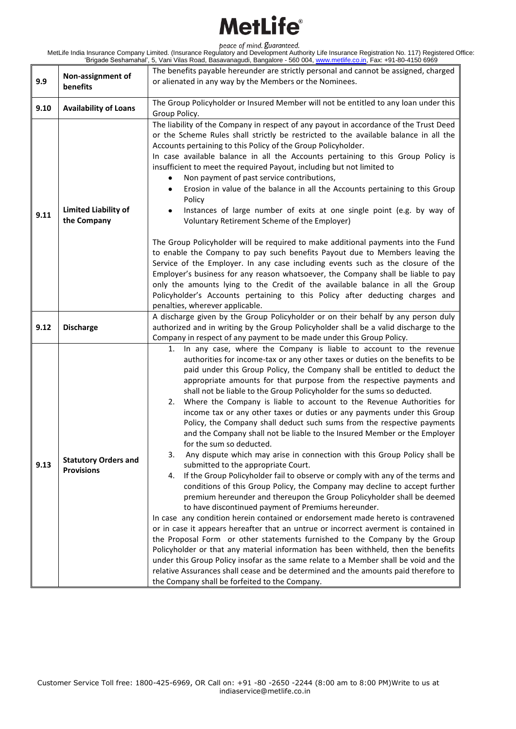| 9.9 | Non-assignment of benefits | The benefits payable hereunder are strictly personal and cannot be assigned, charged or alienated in any way by the Members or the Nominees. |
|---|---|---|
| 9.10 | Availability of Loans | The Group Policyholder or Insured Member will not be entitled to any loan under this Group Policy. |
| 9.11 | Limited Liability of the Company | The liability of the Company in respect of any payout in accordance of the Trust Deed or the Scheme Rules shall strictly be restricted to the available balance in all the Accounts pertaining to this Policy of the Group Policyholder.<br>In case available balance in all the Accounts pertaining to this Group Policy is insufficient to meet the required Payout, including but not limited to<br>• Non payment of past service contributions,<br>• Erosion in value of the balance in all the Accounts pertaining to this Group Policy<br>• Instances of large number of exits at one single point (e.g. by way of Voluntary Retirement Scheme of the Employer)<br><br>The Group Policyholder will be required to make additional payments into the Fund to enable the Company to pay such benefits Payout due to Members leaving the Service of the Employer. In any case including events such as the closure of the Employer's business for any reason whatsoever, the Company shall be liable to pay only the amounts lying to the Credit of the available balance in all the Group Policyholder's Accounts pertaining to this Policy after deducting charges and penalties, wherever applicable. |
| 9.12 | Discharge | A discharge given by the Group Policyholder or on their behalf by any person duly authorized and in writing by the Group Policyholder shall be a valid discharge to the Company in respect of any payment to be made under this Group Policy. |
| 9.13 | Statutory Orders and Provisions | 1. In any case, where the Company is liable to account to the revenue authorities for income-tax or any other taxes or duties on the benefits to be paid under this Group Policy, the Company shall be entitled to deduct the appropriate amounts for that purpose from the respective payments and shall not be liable to the Group Policyholder for the sums so deducted.<br>2. Where the Company is liable to account to the Revenue Authorities for income tax or any other taxes or duties or any payments under this Group Policy, the Company shall deduct such sums from the respective payments and the Company shall not be liable to the Insured Member or the Employer for the sum so deducted.<br>3. Any dispute which may arise in connection with this Group Policy shall be submitted to the appropriate Court.<br>4. If the Group Policyholder fail to observe or comply with any of the terms and conditions of this Group Policy, the Company may decline to accept further premium hereunder and thereupon the Group Policyholder shall be deemed to have discontinued payment of Premiums hereunder.<br>In case any condition herein contained or endorsement made hereto is contravened or in case it appears hereafter that an untrue or incorrect averment is contained in the Proposal Form or other statements furnished to the Company by the Group Policyholder or that any material information has been withheld, then the benefits under this Group Policy insofar as the same relate to a Member shall be void and the relative Assurances shall cease and be determined and the amounts paid therefore to the Company shall be forfeited to the Company. |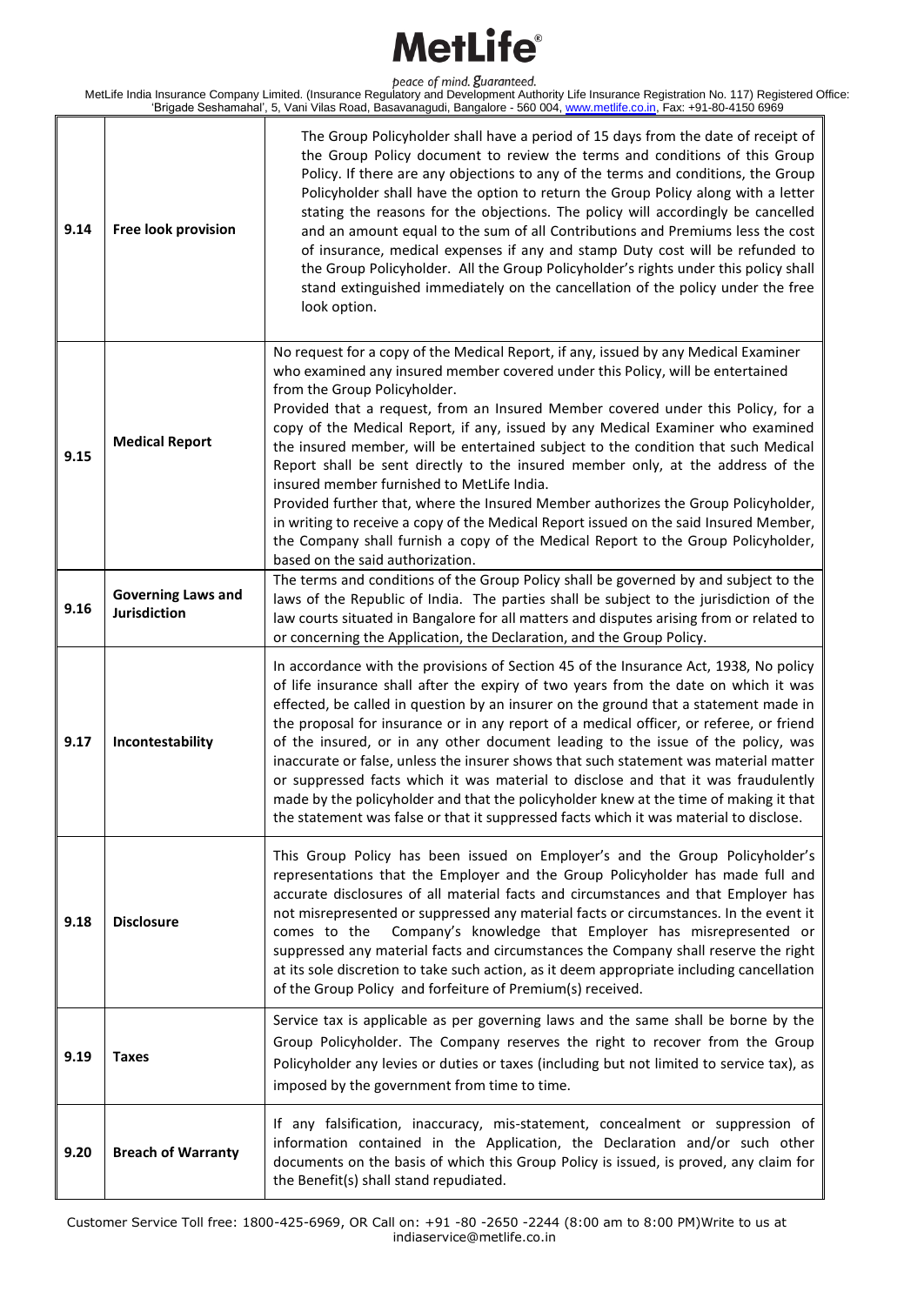| | | |
|---|---|---|
| 9.14 | **Free look provision** | The Group Policyholder shall have a period of 15 days from the date of receipt of the Group Policy document to review the terms and conditions of this Group Policy. If there are any objections to any of the terms and conditions, the Group Policyholder shall have the option to return the Group Policy along with a letter stating the reasons for the objections. The policy will accordingly be cancelled and an amount equal to the sum of all Contributions and Premiums less the cost of insurance, medical expenses if any and stamp Duty cost will be refunded to the Group Policyholder. All the Group Policyholder's rights under this policy shall stand extinguished immediately on the cancellation of the policy under the free look option. |
| 9.15 | **Medical Report** | No request for a copy of the Medical Report, if any, issued by any Medical Examiner who examined any insured member covered under this Policy, will be entertained from the Group Policyholder.<br>Provided that a request, from an Insured Member covered under this Policy, for a copy of the Medical Report, if any, issued by any Medical Examiner who examined the insured member, will be entertained subject to the condition that such Medical Report shall be sent directly to the insured member only, at the address of the insured member furnished to MetLife India.<br>Provided further that, where the Insured Member authorizes the Group Policyholder, in writing to receive a copy of the Medical Report issued on the said Insured Member, the Company shall furnish a copy of the Medical Report to the Group Policyholder, based on the said authorization. |
| 9.16 | **Governing Laws and Jurisdiction** | The terms and conditions of the Group Policy shall be governed by and subject to the laws of the Republic of India. The parties shall be subject to the jurisdiction of the law courts situated in Bangalore for all matters and disputes arising from or related to or concerning the Application, the Declaration, and the Group Policy. |
| 9.17 | **Incontestability** | In accordance with the provisions of Section 45 of the Insurance Act, 1938, No policy of life insurance shall after the expiry of two years from the date on which it was effected, be called in question by an insurer on the ground that a statement made in the proposal for insurance or in any report of a medical officer, or referee, or friend of the insured, or in any other document leading to the issue of the policy, was inaccurate or false, unless the insurer shows that such statement was material matter or suppressed facts which it was material to disclose and that it was fraudulently made by the policyholder and that the policyholder knew at the time of making it that the statement was false or that it suppressed facts which it was material to disclose. |
| 9.18 | **Disclosure** | This Group Policy has been issued on Employer's and the Group Policyholder's representations that the Employer and the Group Policyholder has made full and accurate disclosures of all material facts and circumstances and that Employer has not misrepresented or suppressed any material facts or circumstances. In the event it comes to the Company's knowledge that Employer has misrepresented or suppressed any material facts and circumstances the Company shall reserve the right at its sole discretion to take such action, as it deem appropriate including cancellation of the Group Policy and forfeiture of Premium(s) received. |
| 9.19 | **Taxes** | Service tax is applicable as per governing laws and the same shall be borne by the Group Policyholder. The Company reserves the right to recover from the Group Policyholder any levies or duties or taxes (including but not limited to service tax), as imposed by the government from time to time. |
| 9.20 | **Breach of Warranty** | If any falsification, inaccuracy, mis-statement, concealment or suppression of information contained in the Application, the Declaration and/or such other documents on the basis of which this Group Policy is issued, is proved, any claim for the Benefit(s) shall stand repudiated. |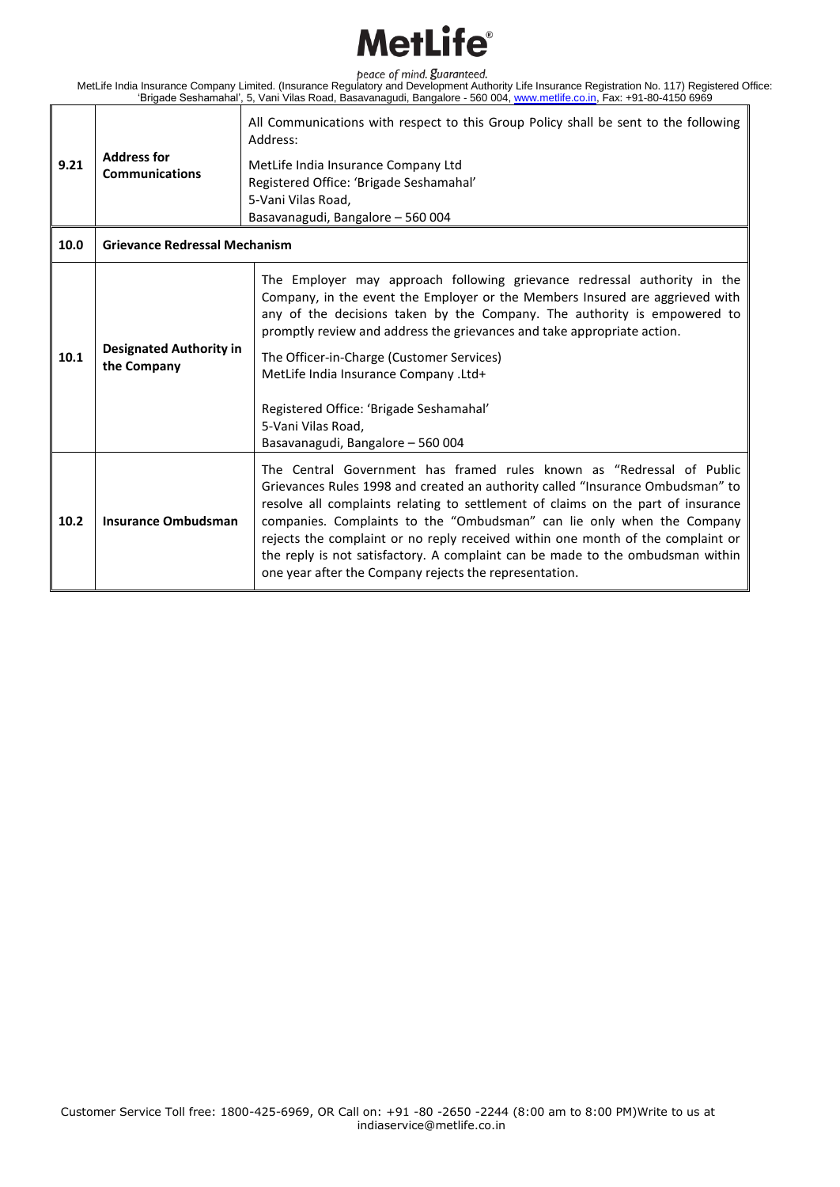| | | |
|---|---|---|
| 9.21 | **Address for Communications** | All Communications with respect to this Group Policy shall be sent to the following Address:<br><br>MetLife India Insurance Company Ltd<br>Registered Office: 'Brigade Seshamahal'<br>5-Vani Vilas Road,<br>Basavanagudi, Bangalore – 560 004 |
| **10.0** | **Grievance Redressal Mechanism** | |
| 10.1 | **Designated Authority in the Company** | The Employer may approach following grievance redressal authority in the Company, in the event the Employer or the Members Insured are aggrieved with any of the decisions taken by the Company. The authority is empowered to promptly review and address the grievances and take appropriate action.<br><br>The Officer-in-Charge (Customer Services)<br>MetLife India Insurance Company .Ltd+<br><br>Registered Office: 'Brigade Seshamahal'<br>5-Vani Vilas Road,<br>Basavanagudi, Bangalore – 560 004 |
| 10.2 | **Insurance Ombudsman** | The Central Government has framed rules known as "Redressal of Public Grievances Rules 1998 and created an authority called "Insurance Ombudsman" to resolve all complaints relating to settlement of claims on the part of insurance companies. Complaints to the "Ombudsman" can lie only when the Company rejects the complaint or no reply received within one month of the complaint or the reply is not satisfactory. A complaint can be made to the ombudsman within one year after the Company rejects the representation. |